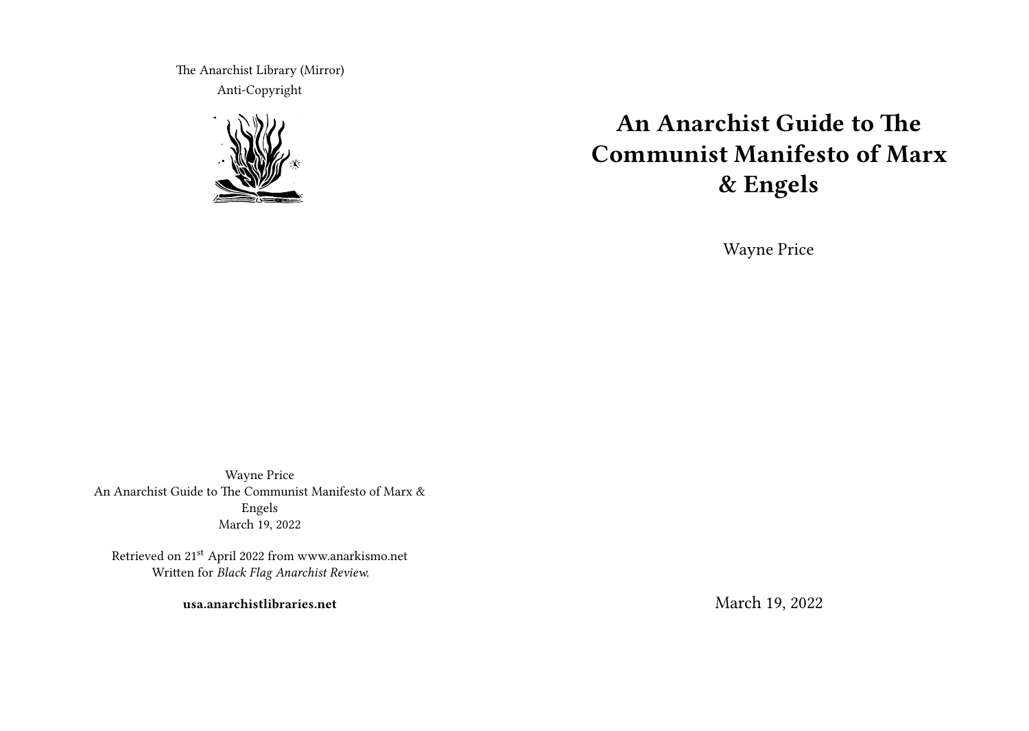# An Anarchist Guide to The Communist Manifesto of Marx & Engels

Wayne Price

March 19, 2022

The Anarchist Library (Mirror)
Anti-Copyright

Wayne Price
An Anarchist Guide to The Communist Manifesto of Marx & Engels
March 19, 2022

Retrieved on 21st April 2022 from www.anarkismo.net
Written for *Black Flag Anarchist Review*.

**usa.anarchistlibraries.net**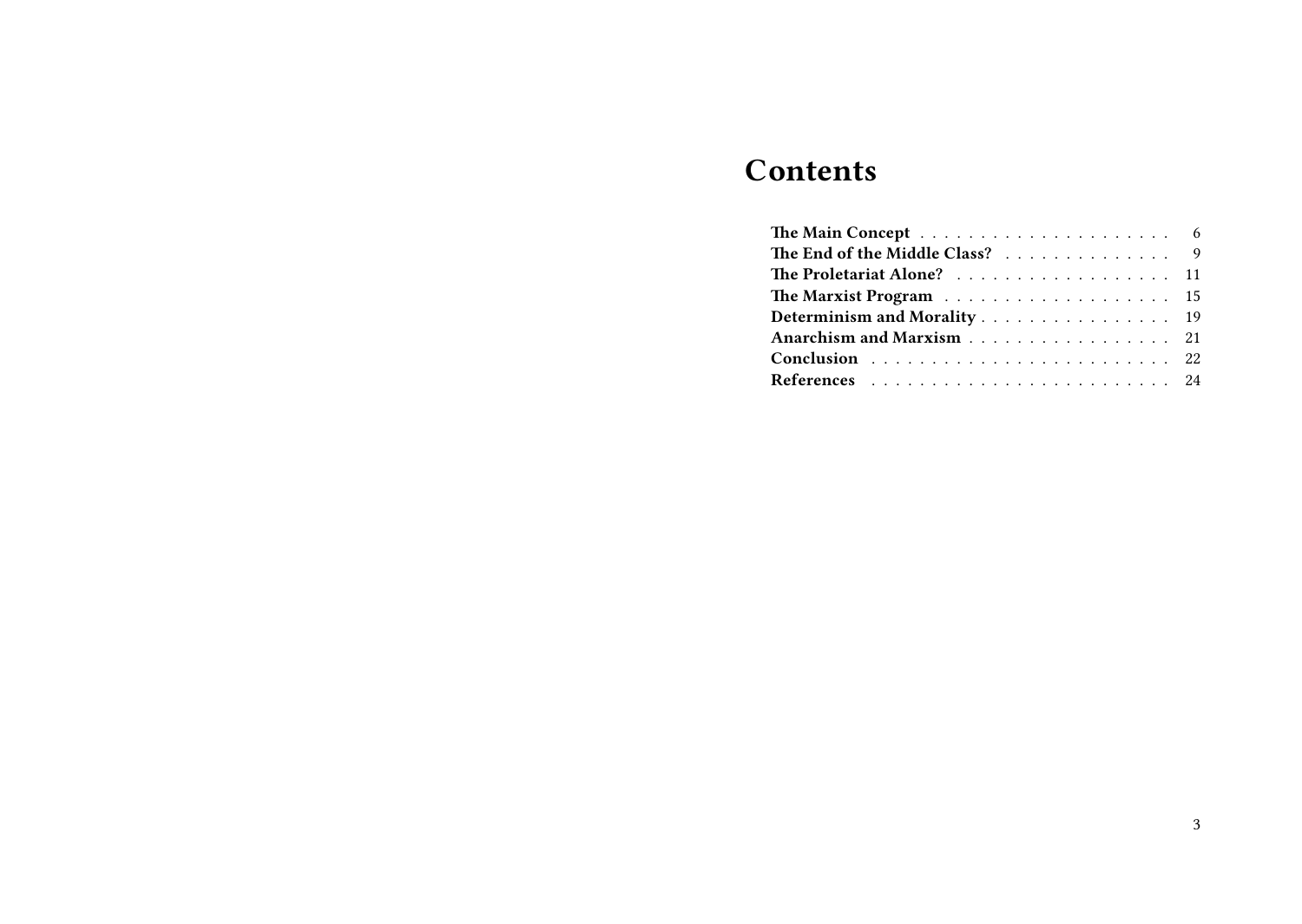# Contents

| | |
|---|---|
| **The Main Concept** | 6 |
| **The End of the Middle Class?** | 9 |
| **The Proletariat Alone?** | 11 |
| **The Marxist Program** | 15 |
| **Determinism and Morality** | 19 |
| **Anarchism and Marxism** | 21 |
| **Conclusion** | 22 |
| **References** | 24 |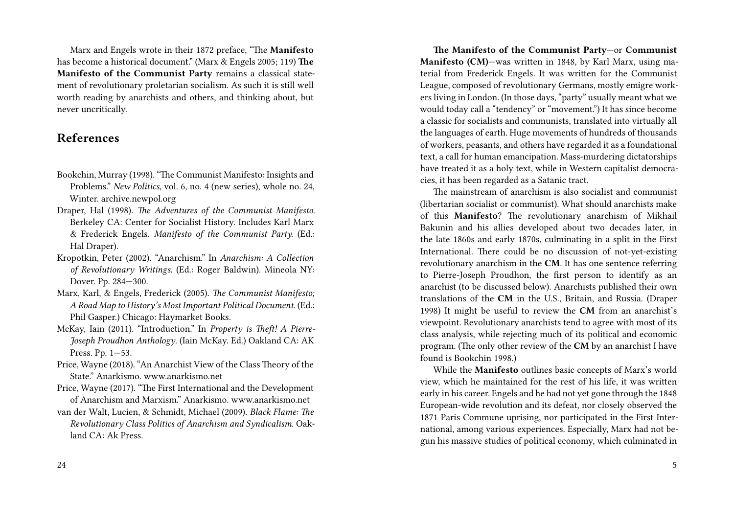Marx and Engels wrote in their 1872 preface, "The **Manifesto** has become a historical document." (Marx & Engels 2005; 119) **The Manifesto of the Communist Party** remains a classical statement of revolutionary proletarian socialism. As such it is still well worth reading by anarchists and others, and thinking about, but never uncritically.

## References

Bookchin, Murray (1998). "The Communist Manifesto: Insights and Problems." *New Politics*, vol. 6, no. 4 (new series), whole no. 24, Winter. archive.newpol.org

Draper, Hal (1998). *The Adventures of the Communist Manifesto.* Berkeley CA: Center for Socialist History. Includes Karl Marx & Frederick Engels. *Manifesto of the Communist Party.* (Ed.: Hal Draper).

Kropotkin, Peter (2002). "Anarchism." In *Anarchism: A Collection of Revolutionary Writings.* (Ed.: Roger Baldwin). Mineola NY: Dover. Pp. 284—300.

Marx, Karl, & Engels, Frederick (2005). *The Communist Manifesto; A Road Map to History's Most Important Political Document.* (Ed.: Phil Gasper.) Chicago: Haymarket Books.

McKay, Iain (2011). "Introduction." In *Property is Theft! A Pierre-Joseph Proudhon Anthology.* (Iain McKay. Ed.) Oakland CA: AK Press. Pp. 1—53.

Price, Wayne (2018). "An Anarchist View of the Class Theory of the State." Anarkismo. www.anarkismo.net

Price, Wayne (2017). "The First International and the Development of Anarchism and Marxism." Anarkismo. www.anarkismo.net

van der Walt, Lucien, & Schmidt, Michael (2009). *Black Flame: The Revolutionary Class Politics of Anarchism and Syndicalism.* Oakland CA: Ak Press.

**The Manifesto of the Communist Party**—or **Communist Manifesto (CM)**—was written in 1848, by Karl Marx, using material from Frederick Engels. It was written for the Communist League, composed of revolutionary Germans, mostly emigre workers living in London. (In those days, "party" usually meant what we would today call a "tendency" or "movement.") It has since become a classic for socialists and communists, translated into virtually all the languages of earth. Huge movements of hundreds of thousands of workers, peasants, and others have regarded it as a foundational text, a call for human emancipation. Mass-murdering dictatorships have treated it as a holy text, while in Western capitalist democracies, it has been regarded as a Satanic tract.

The mainstream of anarchism is also socialist and communist (libertarian socialist or communist). What should anarchists make of this **Manifesto**? The revolutionary anarchism of Mikhail Bakunin and his allies developed about two decades later, in the late 1860s and early 1870s, culminating in a split in the First International. There could be no discussion of not-yet-existing revolutionary anarchism in the **CM**. It has one sentence referring to Pierre-Joseph Proudhon, the first person to identify as an anarchist (to be discussed below). Anarchists published their own translations of the **CM** in the U.S., Britain, and Russia. (Draper 1998) It might be useful to review the **CM** from an anarchist's viewpoint. Revolutionary anarchists tend to agree with most of its class analysis, while rejecting much of its political and economic program. (The only other review of the **CM** by an anarchist I have found is Bookchin 1998.)

While the **Manifesto** outlines basic concepts of Marx's world view, which he maintained for the rest of his life, it was written early in his career. Engels and he had not yet gone through the 1848 European-wide revolution and its defeat, nor closely observed the 1871 Paris Commune uprising, nor participated in the First International, among various experiences. Especially, Marx had not begun his massive studies of political economy, which culminated in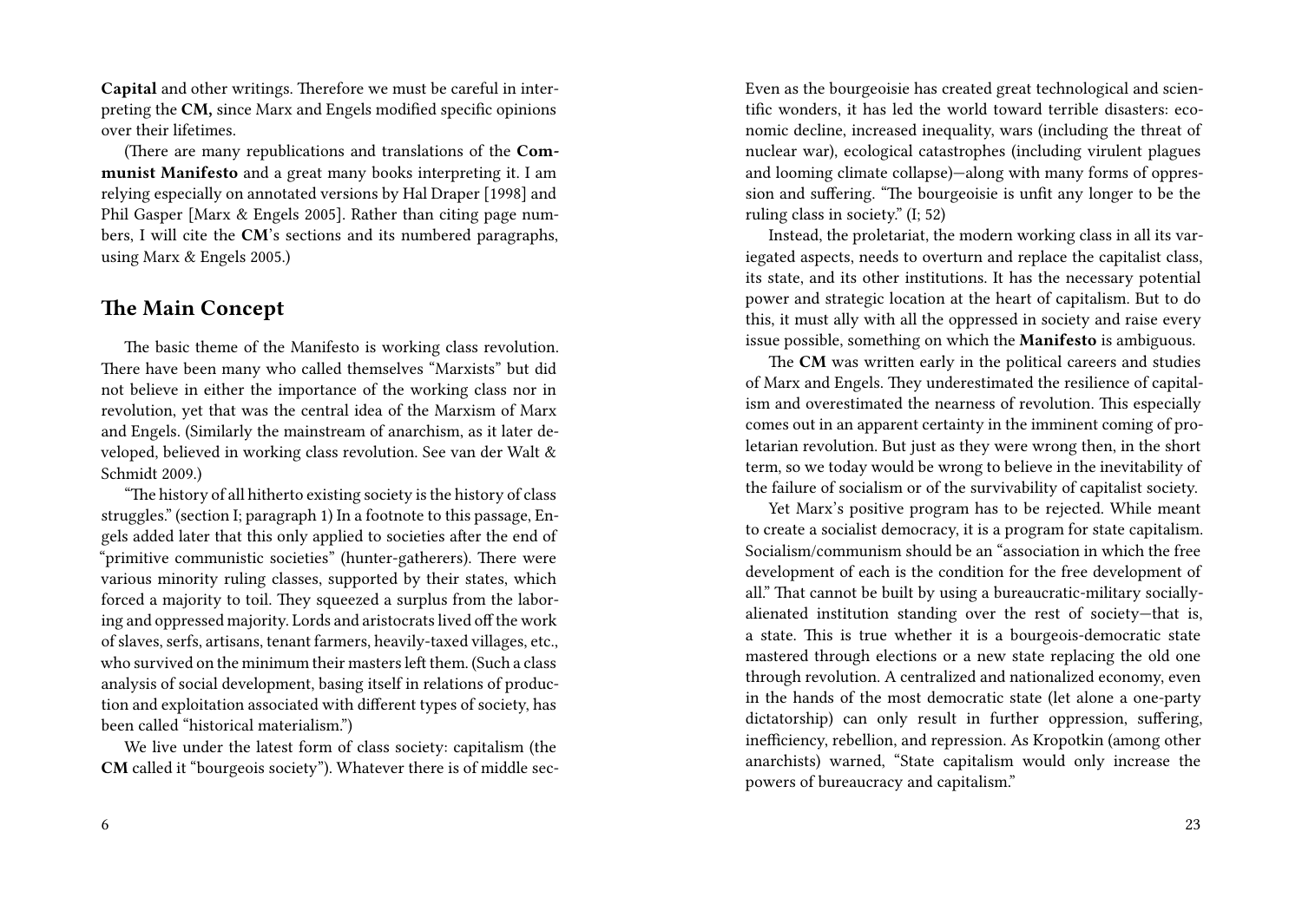**Capital** and other writings. Therefore we must be careful in interpreting the **CM,** since Marx and Engels modified specific opinions over their lifetimes.

(There are many republications and translations of the **Communist Manifesto** and a great many books interpreting it. I am relying especially on annotated versions by Hal Draper [1998] and Phil Gasper [Marx & Engels 2005]. Rather than citing page numbers, I will cite the **CM**'s sections and its numbered paragraphs, using Marx & Engels 2005.)

## The Main Concept

The basic theme of the Manifesto is working class revolution. There have been many who called themselves "Marxists" but did not believe in either the importance of the working class nor in revolution, yet that was the central idea of the Marxism of Marx and Engels. (Similarly the mainstream of anarchism, as it later developed, believed in working class revolution. See van der Walt & Schmidt 2009.)

"The history of all hitherto existing society is the history of class struggles." (section I; paragraph 1) In a footnote to this passage, Engels added later that this only applied to societies after the end of "primitive communistic societies" (hunter-gatherers). There were various minority ruling classes, supported by their states, which forced a majority to toil. They squeezed a surplus from the laboring and oppressed majority. Lords and aristocrats lived off the work of slaves, serfs, artisans, tenant farmers, heavily-taxed villages, etc., who survived on the minimum their masters left them. (Such a class analysis of social development, basing itself in relations of production and exploitation associated with different types of society, has been called "historical materialism.")

We live under the latest form of class society: capitalism (the **CM** called it "bourgeois society"). Whatever there is of middle sec-

Even as the bourgeoisie has created great technological and scientific wonders, it has led the world toward terrible disasters: economic decline, increased inequality, wars (including the threat of nuclear war), ecological catastrophes (including virulent plagues and looming climate collapse)—along with many forms of oppression and suffering. "The bourgeoisie is unfit any longer to be the ruling class in society." (I; 52)

Instead, the proletariat, the modern working class in all its variegated aspects, needs to overturn and replace the capitalist class, its state, and its other institutions. It has the necessary potential power and strategic location at the heart of capitalism. But to do this, it must ally with all the oppressed in society and raise every issue possible, something on which the **Manifesto** is ambiguous.

The **CM** was written early in the political careers and studies of Marx and Engels. They underestimated the resilience of capitalism and overestimated the nearness of revolution. This especially comes out in an apparent certainty in the imminent coming of proletarian revolution. But just as they were wrong then, in the short term, so we today would be wrong to believe in the inevitability of the failure of socialism or of the survivability of capitalist society.

Yet Marx's positive program has to be rejected. While meant to create a socialist democracy, it is a program for state capitalism. Socialism/communism should be an "association in which the free development of each is the condition for the free development of all." That cannot be built by using a bureaucratic-military socially-alienated institution standing over the rest of society—that is, a state. This is true whether it is a bourgeois-democratic state mastered through elections or a new state replacing the old one through revolution. A centralized and nationalized economy, even in the hands of the most democratic state (let alone a one-party dictatorship) can only result in further oppression, suffering, inefficiency, rebellion, and repression. As Kropotkin (among other anarchists) warned, "State capitalism would only increase the powers of bureaucracy and capitalism."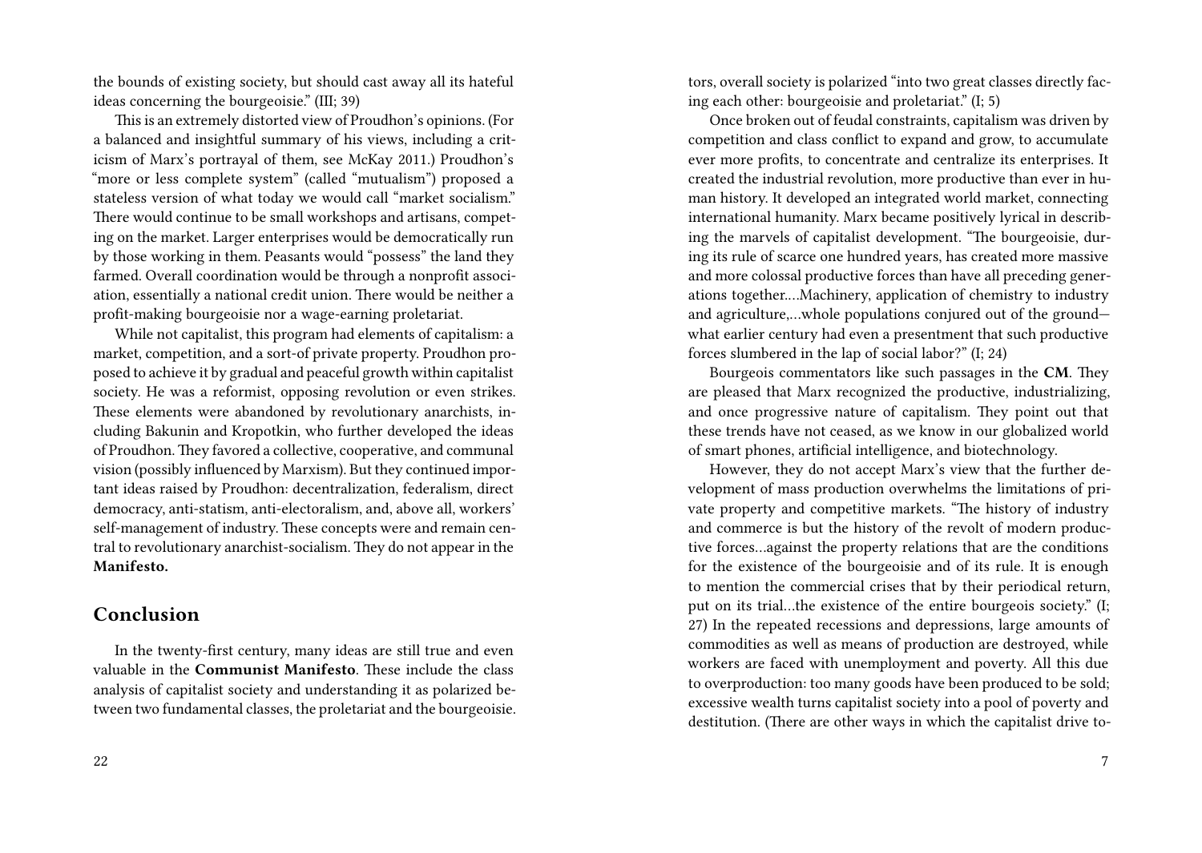the bounds of existing society, but should cast away all its hateful ideas concerning the bourgeoisie." (III; 39)

This is an extremely distorted view of Proudhon's opinions. (For a balanced and insightful summary of his views, including a criticism of Marx's portrayal of them, see McKay 2011.) Proudhon's "more or less complete system" (called "mutualism") proposed a stateless version of what today we would call "market socialism." There would continue to be small workshops and artisans, competing on the market. Larger enterprises would be democratically run by those working in them. Peasants would "possess" the land they farmed. Overall coordination would be through a nonprofit association, essentially a national credit union. There would be neither a profit-making bourgeoisie nor a wage-earning proletariat.

While not capitalist, this program had elements of capitalism: a market, competition, and a sort-of private property. Proudhon proposed to achieve it by gradual and peaceful growth within capitalist society. He was a reformist, opposing revolution or even strikes. These elements were abandoned by revolutionary anarchists, including Bakunin and Kropotkin, who further developed the ideas of Proudhon. They favored a collective, cooperative, and communal vision (possibly influenced by Marxism). But they continued important ideas raised by Proudhon: decentralization, federalism, direct democracy, anti-statism, anti-electoralism, and, above all, workers' self-management of industry. These concepts were and remain central to revolutionary anarchist-socialism. They do not appear in the **Manifesto.**

## Conclusion

In the twenty-first century, many ideas are still true and even valuable in the **Communist Manifesto**. These include the class analysis of capitalist society and understanding it as polarized between two fundamental classes, the proletariat and the bourgeoisie.

tors, overall society is polarized "into two great classes directly facing each other: bourgeoisie and proletariat." (I; 5)

Once broken out of feudal constraints, capitalism was driven by competition and class conflict to expand and grow, to accumulate ever more profits, to concentrate and centralize its enterprises. It created the industrial revolution, more productive than ever in human history. It developed an integrated world market, connecting international humanity. Marx became positively lyrical in describing the marvels of capitalist development. "The bourgeoisie, during its rule of scarce one hundred years, has created more massive and more colossal productive forces than have all preceding generations together.…Machinery, application of chemistry to industry and agriculture,…whole populations conjured out of the ground—what earlier century had even a presentment that such productive forces slumbered in the lap of social labor?" (I; 24)

Bourgeois commentators like such passages in the **CM**. They are pleased that Marx recognized the productive, industrializing, and once progressive nature of capitalism. They point out that these trends have not ceased, as we know in our globalized world of smart phones, artificial intelligence, and biotechnology.

However, they do not accept Marx's view that the further development of mass production overwhelms the limitations of private property and competitive markets. "The history of industry and commerce is but the history of the revolt of modern productive forces…against the property relations that are the conditions for the existence of the bourgeoisie and of its rule. It is enough to mention the commercial crises that by their periodical return, put on its trial…the existence of the entire bourgeois society." (I; 27) In the repeated recessions and depressions, large amounts of commodities as well as means of production are destroyed, while workers are faced with unemployment and poverty. All this due to overproduction: too many goods have been produced to be sold; excessive wealth turns capitalist society into a pool of poverty and destitution. (There are other ways in which the capitalist drive to-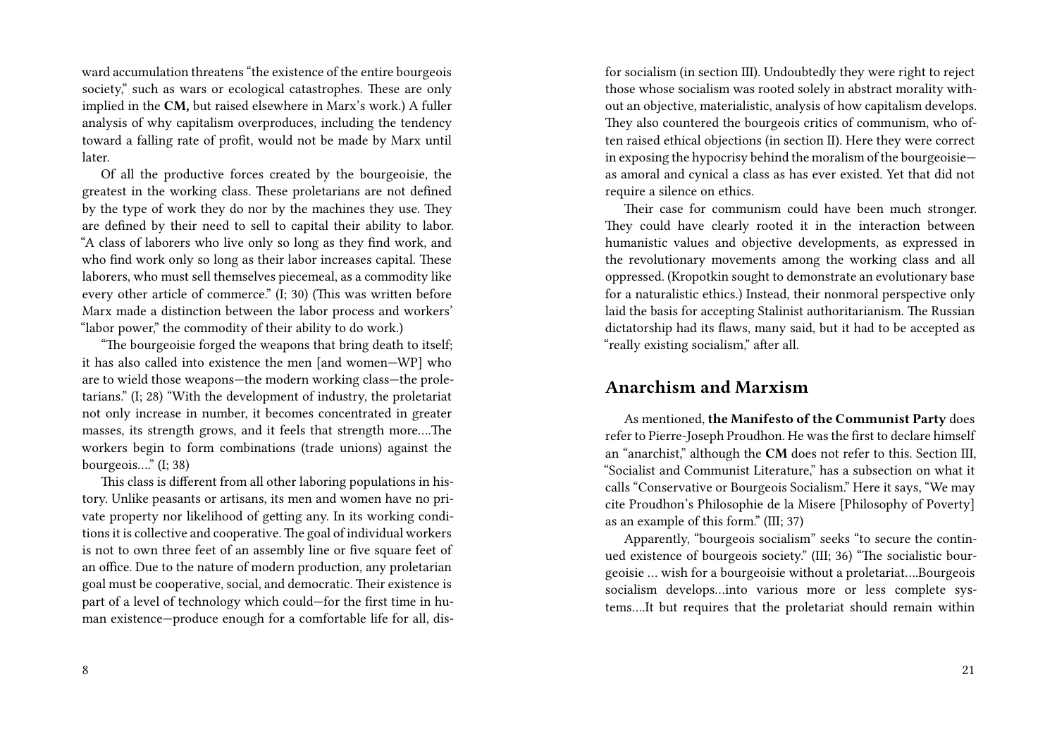ward accumulation threatens "the existence of the entire bourgeois society," such as wars or ecological catastrophes. These are only implied in the **CM,** but raised elsewhere in Marx's work.) A fuller analysis of why capitalism overproduces, including the tendency toward a falling rate of profit, would not be made by Marx until later.

Of all the productive forces created by the bourgeoisie, the greatest in the working class. These proletarians are not defined by the type of work they do nor by the machines they use. They are defined by their need to sell to capital their ability to labor. "A class of laborers who live only so long as they find work, and who find work only so long as their labor increases capital. These laborers, who must sell themselves piecemeal, as a commodity like every other article of commerce." (I; 30) (This was written before Marx made a distinction between the labor process and workers' "labor power," the commodity of their ability to do work.)

"The bourgeoisie forged the weapons that bring death to itself; it has also called into existence the men [and women—WP] who are to wield those weapons—the modern working class—the proletarians." (I; 28) "With the development of industry, the proletariat not only increase in number, it becomes concentrated in greater masses, its strength grows, and it feels that strength more….The workers begin to form combinations (trade unions) against the bourgeois…." (I; 38)

This class is different from all other laboring populations in history. Unlike peasants or artisans, its men and women have no private property nor likelihood of getting any. In its working conditions it is collective and cooperative. The goal of individual workers is not to own three feet of an assembly line or five square feet of an office. Due to the nature of modern production, any proletarian goal must be cooperative, social, and democratic. Their existence is part of a level of technology which could—for the first time in human existence—produce enough for a comfortable life for all, dis-

for socialism (in section III). Undoubtedly they were right to reject those whose socialism was rooted solely in abstract morality without an objective, materialistic, analysis of how capitalism develops. They also countered the bourgeois critics of communism, who often raised ethical objections (in section II). Here they were correct in exposing the hypocrisy behind the moralism of the bourgeoisie—as amoral and cynical a class as has ever existed. Yet that did not require a silence on ethics.

Their case for communism could have been much stronger. They could have clearly rooted it in the interaction between humanistic values and objective developments, as expressed in the revolutionary movements among the working class and all oppressed. (Kropotkin sought to demonstrate an evolutionary base for a naturalistic ethics.) Instead, their nonmoral perspective only laid the basis for accepting Stalinist authoritarianism. The Russian dictatorship had its flaws, many said, but it had to be accepted as "really existing socialism," after all.

## Anarchism and Marxism

As mentioned, **the Manifesto of the Communist Party** does refer to Pierre-Joseph Proudhon. He was the first to declare himself an "anarchist," although the **CM** does not refer to this. Section III, "Socialist and Communist Literature," has a subsection on what it calls "Conservative or Bourgeois Socialism." Here it says, "We may cite Proudhon's Philosophie de la Misere [Philosophy of Poverty] as an example of this form." (III; 37)

Apparently, "bourgeois socialism" seeks "to secure the continued existence of bourgeois society." (III; 36) "The socialistic bourgeoisie … wish for a bourgeoisie without a proletariat….Bourgeois socialism develops…into various more or less complete systems….It but requires that the proletariat should remain within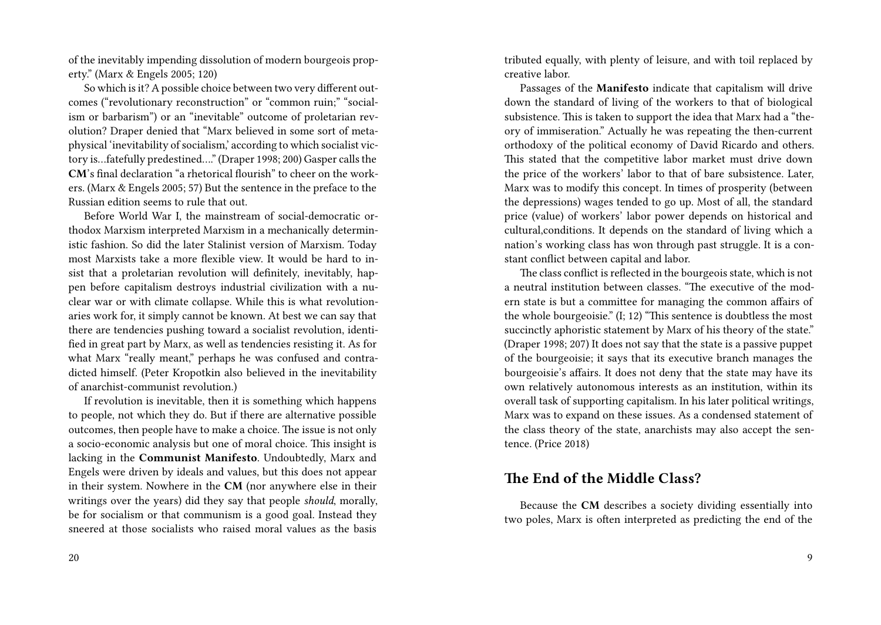of the inevitably impending dissolution of modern bourgeois property." (Marx & Engels 2005; 120)

So which is it? A possible choice between two very different outcomes ("revolutionary reconstruction" or "common ruin;" "socialism or barbarism") or an "inevitable" outcome of proletarian revolution? Draper denied that "Marx believed in some sort of metaphysical 'inevitability of socialism,' according to which socialist victory is…fatefully predestined…." (Draper 1998; 200) Gasper calls the **CM**'s final declaration "a rhetorical flourish" to cheer on the workers. (Marx & Engels 2005; 57) But the sentence in the preface to the Russian edition seems to rule that out.

Before World War I, the mainstream of social-democratic orthodox Marxism interpreted Marxism in a mechanically deterministic fashion. So did the later Stalinist version of Marxism. Today most Marxists take a more flexible view. It would be hard to insist that a proletarian revolution will definitely, inevitably, happen before capitalism destroys industrial civilization with a nuclear war or with climate collapse. While this is what revolutionaries work for, it simply cannot be known. At best we can say that there are tendencies pushing toward a socialist revolution, identified in great part by Marx, as well as tendencies resisting it. As for what Marx "really meant," perhaps he was confused and contradicted himself. (Peter Kropotkin also believed in the inevitability of anarchist-communist revolution.)

If revolution is inevitable, then it is something which happens to people, not which they do. But if there are alternative possible outcomes, then people have to make a choice. The issue is not only a socio-economic analysis but one of moral choice. This insight is lacking in the **Communist Manifesto**. Undoubtedly, Marx and Engels were driven by ideals and values, but this does not appear in their system. Nowhere in the **CM** (nor anywhere else in their writings over the years) did they say that people *should*, morally, be for socialism or that communism is a good goal. Instead they sneered at those socialists who raised moral values as the basis

tributed equally, with plenty of leisure, and with toil replaced by creative labor.

Passages of the **Manifesto** indicate that capitalism will drive down the standard of living of the workers to that of biological subsistence. This is taken to support the idea that Marx had a "theory of immiseration." Actually he was repeating the then-current orthodoxy of the political economy of David Ricardo and others. This stated that the competitive labor market must drive down the price of the workers' labor to that of bare subsistence. Later, Marx was to modify this concept. In times of prosperity (between the depressions) wages tended to go up. Most of all, the standard price (value) of workers' labor power depends on historical and cultural,conditions. It depends on the standard of living which a nation's working class has won through past struggle. It is a constant conflict between capital and labor.

The class conflict is reflected in the bourgeois state, which is not a neutral institution between classes. "The executive of the modern state is but a committee for managing the common affairs of the whole bourgeoisie." (I; 12) "This sentence is doubtless the most succinctly aphoristic statement by Marx of his theory of the state." (Draper 1998; 207) It does not say that the state is a passive puppet of the bourgeoisie; it says that its executive branch manages the bourgeoisie's affairs. It does not deny that the state may have its own relatively autonomous interests as an institution, within its overall task of supporting capitalism. In his later political writings, Marx was to expand on these issues. As a condensed statement of the class theory of the state, anarchists may also accept the sentence. (Price 2018)

## The End of the Middle Class?

Because the **CM** describes a society dividing essentially into two poles, Marx is often interpreted as predicting the end of the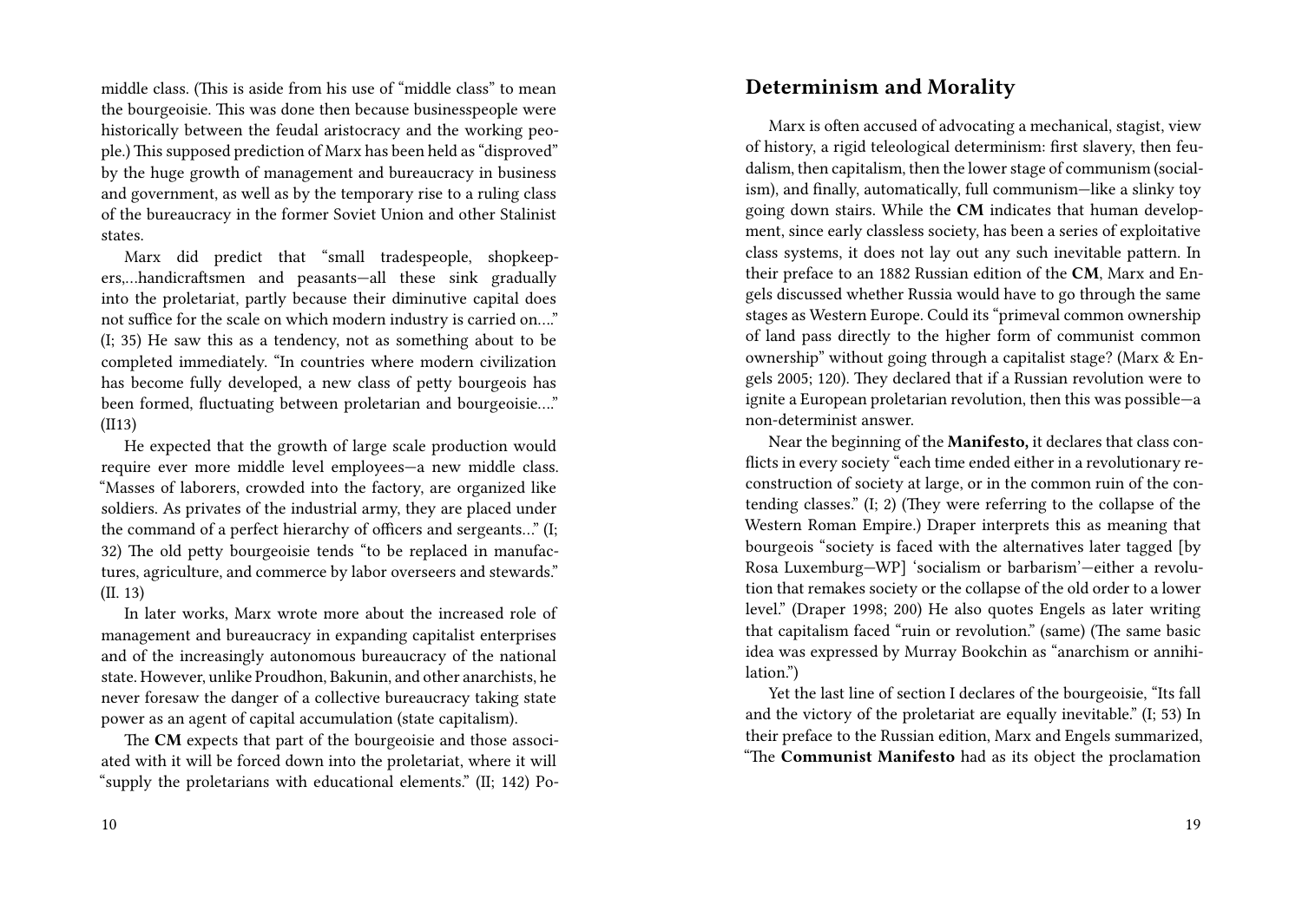middle class. (This is aside from his use of "middle class" to mean the bourgeoisie. This was done then because businesspeople were historically between the feudal aristocracy and the working people.) This supposed prediction of Marx has been held as "disproved" by the huge growth of management and bureaucracy in business and government, as well as by the temporary rise to a ruling class of the bureaucracy in the former Soviet Union and other Stalinist states.

Marx did predict that "small tradespeople, shopkeepers,…handicraftsmen and peasants—all these sink gradually into the proletariat, partly because their diminutive capital does not suffice for the scale on which modern industry is carried on…." (I; 35) He saw this as a tendency, not as something about to be completed immediately. "In countries where modern civilization has become fully developed, a new class of petty bourgeois has been formed, fluctuating between proletarian and bourgeoisie…." (II13)

He expected that the growth of large scale production would require ever more middle level employees—a new middle class. "Masses of laborers, crowded into the factory, are organized like soldiers. As privates of the industrial army, they are placed under the command of a perfect hierarchy of officers and sergeants…" (I; 32) The old petty bourgeoisie tends "to be replaced in manufactures, agriculture, and commerce by labor overseers and stewards." (II. 13)

In later works, Marx wrote more about the increased role of management and bureaucracy in expanding capitalist enterprises and of the increasingly autonomous bureaucracy of the national state. However, unlike Proudhon, Bakunin, and other anarchists, he never foresaw the danger of a collective bureaucracy taking state power as an agent of capital accumulation (state capitalism).

The **CM** expects that part of the bourgeoisie and those associated with it will be forced down into the proletariat, where it will "supply the proletarians with educational elements." (II; 142) Po-

## Determinism and Morality

Marx is often accused of advocating a mechanical, stagist, view of history, a rigid teleological determinism: first slavery, then feudalism, then capitalism, then the lower stage of communism (socialism), and finally, automatically, full communism—like a slinky toy going down stairs. While the **CM** indicates that human development, since early classless society, has been a series of exploitative class systems, it does not lay out any such inevitable pattern. In their preface to an 1882 Russian edition of the **CM**, Marx and Engels discussed whether Russia would have to go through the same stages as Western Europe. Could its "primeval common ownership of land pass directly to the higher form of communist common ownership" without going through a capitalist stage? (Marx & Engels 2005; 120). They declared that if a Russian revolution were to ignite a European proletarian revolution, then this was possible—a non-determinist answer.

Near the beginning of the **Manifesto,** it declares that class conflicts in every society "each time ended either in a revolutionary reconstruction of society at large, or in the common ruin of the contending classes." (I; 2) (They were referring to the collapse of the Western Roman Empire.) Draper interprets this as meaning that bourgeois "society is faced with the alternatives later tagged [by Rosa Luxemburg—WP] 'socialism or barbarism'—either a revolution that remakes society or the collapse of the old order to a lower level." (Draper 1998; 200) He also quotes Engels as later writing that capitalism faced "ruin or revolution." (same) (The same basic idea was expressed by Murray Bookchin as "anarchism or annihilation.")

Yet the last line of section I declares of the bourgeoisie, "Its fall and the victory of the proletariat are equally inevitable." (I; 53) In their preface to the Russian edition, Marx and Engels summarized, "The **Communist Manifesto** had as its object the proclamation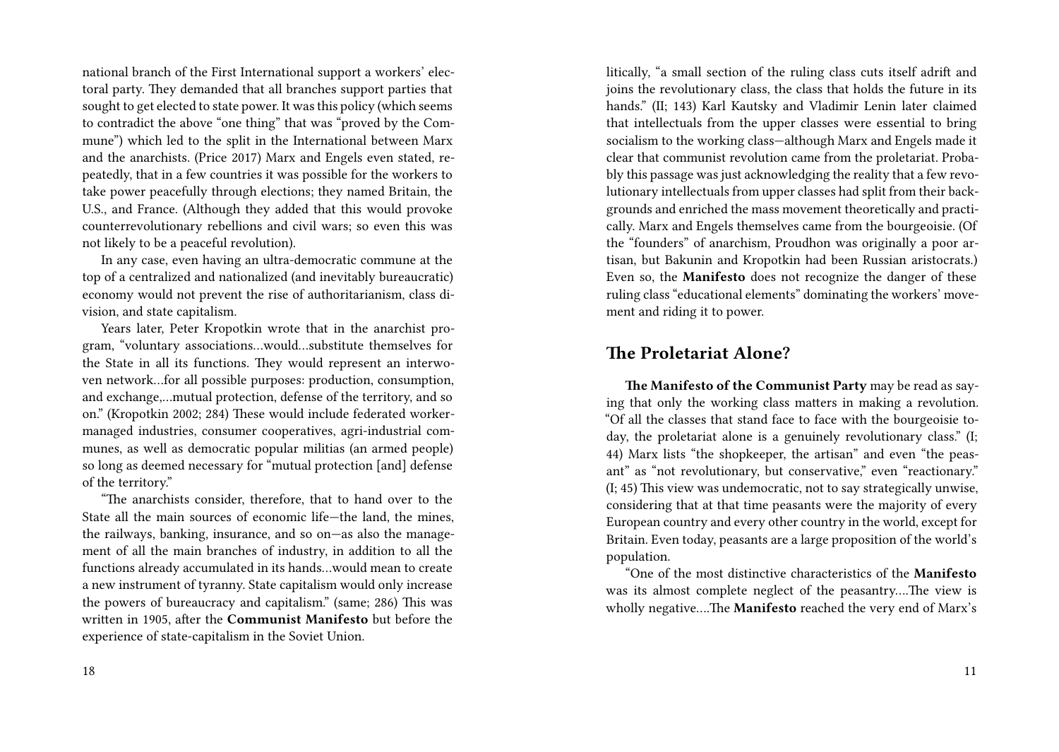national branch of the First International support a workers' electoral party. They demanded that all branches support parties that sought to get elected to state power. It was this policy (which seems to contradict the above "one thing" that was "proved by the Commune") which led to the split in the International between Marx and the anarchists. (Price 2017) Marx and Engels even stated, repeatedly, that in a few countries it was possible for the workers to take power peacefully through elections; they named Britain, the U.S., and France. (Although they added that this would provoke counterrevolutionary rebellions and civil wars; so even this was not likely to be a peaceful revolution).

In any case, even having an ultra-democratic commune at the top of a centralized and nationalized (and inevitably bureaucratic) economy would not prevent the rise of authoritarianism, class division, and state capitalism.

Years later, Peter Kropotkin wrote that in the anarchist program, "voluntary associations…would…substitute themselves for the State in all its functions. They would represent an interwoven network…for all possible purposes: production, consumption, and exchange,…mutual protection, defense of the territory, and so on." (Kropotkin 2002; 284) These would include federated worker-managed industries, consumer cooperatives, agri-industrial communes, as well as democratic popular militias (an armed people) so long as deemed necessary for "mutual protection [and] defense of the territory."

"The anarchists consider, therefore, that to hand over to the State all the main sources of economic life—the land, the mines, the railways, banking, insurance, and so on—as also the management of all the main branches of industry, in addition to all the functions already accumulated in its hands…would mean to create a new instrument of tyranny. State capitalism would only increase the powers of bureaucracy and capitalism." (same; 286) This was written in 1905, after the **Communist Manifesto** but before the experience of state-capitalism in the Soviet Union.

litically, "a small section of the ruling class cuts itself adrift and joins the revolutionary class, the class that holds the future in its hands." (II; 143) Karl Kautsky and Vladimir Lenin later claimed that intellectuals from the upper classes were essential to bring socialism to the working class—although Marx and Engels made it clear that communist revolution came from the proletariat. Probably this passage was just acknowledging the reality that a few revolutionary intellectuals from upper classes had split from their backgrounds and enriched the mass movement theoretically and practically. Marx and Engels themselves came from the bourgeoisie. (Of the "founders" of anarchism, Proudhon was originally a poor artisan, but Bakunin and Kropotkin had been Russian aristocrats.) Even so, the **Manifesto** does not recognize the danger of these ruling class "educational elements" dominating the workers' movement and riding it to power.

## The Proletariat Alone?

**The Manifesto of the Communist Party** may be read as saying that only the working class matters in making a revolution. "Of all the classes that stand face to face with the bourgeoisie today, the proletariat alone is a genuinely revolutionary class." (I; 44) Marx lists "the shopkeeper, the artisan" and even "the peasant" as "not revolutionary, but conservative," even "reactionary." (I; 45) This view was undemocratic, not to say strategically unwise, considering that at that time peasants were the majority of every European country and every other country in the world, except for Britain. Even today, peasants are a large proposition of the world's population.

"One of the most distinctive characteristics of the **Manifesto** was its almost complete neglect of the peasantry….The view is wholly negative….The **Manifesto** reached the very end of Marx's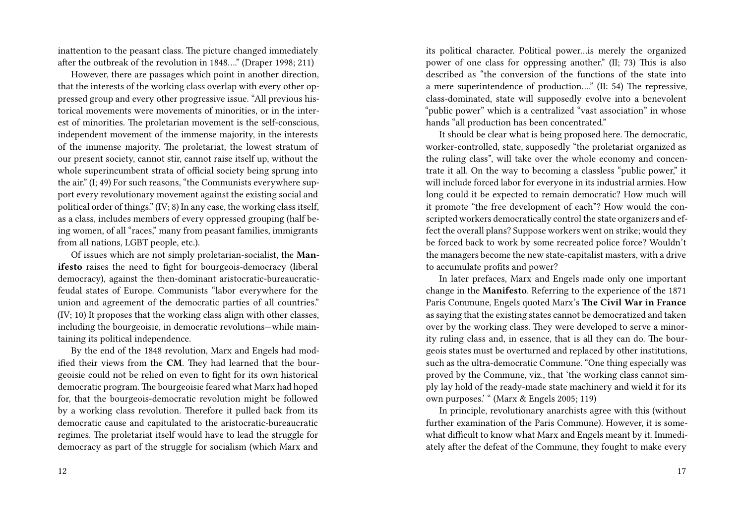inattention to the peasant class. The picture changed immediately after the outbreak of the revolution in 1848…." (Draper 1998; 211)

However, there are passages which point in another direction, that the interests of the working class overlap with every other oppressed group and every other progressive issue. "All previous historical movements were movements of minorities, or in the interest of minorities. The proletarian movement is the self-conscious, independent movement of the immense majority, in the interests of the immense majority. The proletariat, the lowest stratum of our present society, cannot stir, cannot raise itself up, without the whole superincumbent strata of official society being sprung into the air." (I; 49) For such reasons, "the Communists everywhere support every revolutionary movement against the existing social and political order of things." (IV; 8) In any case, the working class itself, as a class, includes members of every oppressed grouping (half being women, of all "races," many from peasant families, immigrants from all nations, LGBT people, etc.).

Of issues which are not simply proletarian-socialist, the **Manifesto** raises the need to fight for bourgeois-democracy (liberal democracy), against the then-dominant aristocratic-bureaucratic-feudal states of Europe. Communists "labor everywhere for the union and agreement of the democratic parties of all countries." (IV; 10) It proposes that the working class align with other classes, including the bourgeoisie, in democratic revolutions—while maintaining its political independence.

By the end of the 1848 revolution, Marx and Engels had modified their views from the **CM**. They had learned that the bourgeoisie could not be relied on even to fight for its own historical democratic program. The bourgeoisie feared what Marx had hoped for, that the bourgeois-democratic revolution might be followed by a working class revolution. Therefore it pulled back from its democratic cause and capitulated to the aristocratic-bureaucratic regimes. The proletariat itself would have to lead the struggle for democracy as part of the struggle for socialism (which Marx and

its political character. Political power…is merely the organized power of one class for oppressing another." (II; 73) This is also described as "the conversion of the functions of the state into a mere superintendence of production…." (II: 54) The repressive, class-dominated, state will supposedly evolve into a benevolent "public power" which is a centralized "vast association" in whose hands "all production has been concentrated."

It should be clear what is being proposed here. The democratic, worker-controlled, state, supposedly "the proletariat organized as the ruling class", will take over the whole economy and concentrate it all. On the way to becoming a classless "public power," it will include forced labor for everyone in its industrial armies. How long could it be expected to remain democratic? How much will it promote "the free development of each"? How would the conscripted workers democratically control the state organizers and effect the overall plans? Suppose workers went on strike; would they be forced back to work by some recreated police force? Wouldn't the managers become the new state-capitalist masters, with a drive to accumulate profits and power?

In later prefaces, Marx and Engels made only one important change in the **Manifesto**. Referring to the experience of the 1871 Paris Commune, Engels quoted Marx's **The Civil War in France** as saying that the existing states cannot be democratized and taken over by the working class. They were developed to serve a minority ruling class and, in essence, that is all they can do. The bourgeois states must be overturned and replaced by other institutions, such as the ultra-democratic Commune. "One thing especially was proved by the Commune, viz., that 'the working class cannot simply lay hold of the ready-made state machinery and wield it for its own purposes.' " (Marx & Engels 2005; 119)

In principle, revolutionary anarchists agree with this (without further examination of the Paris Commune). However, it is somewhat difficult to know what Marx and Engels meant by it. Immediately after the defeat of the Commune, they fought to make every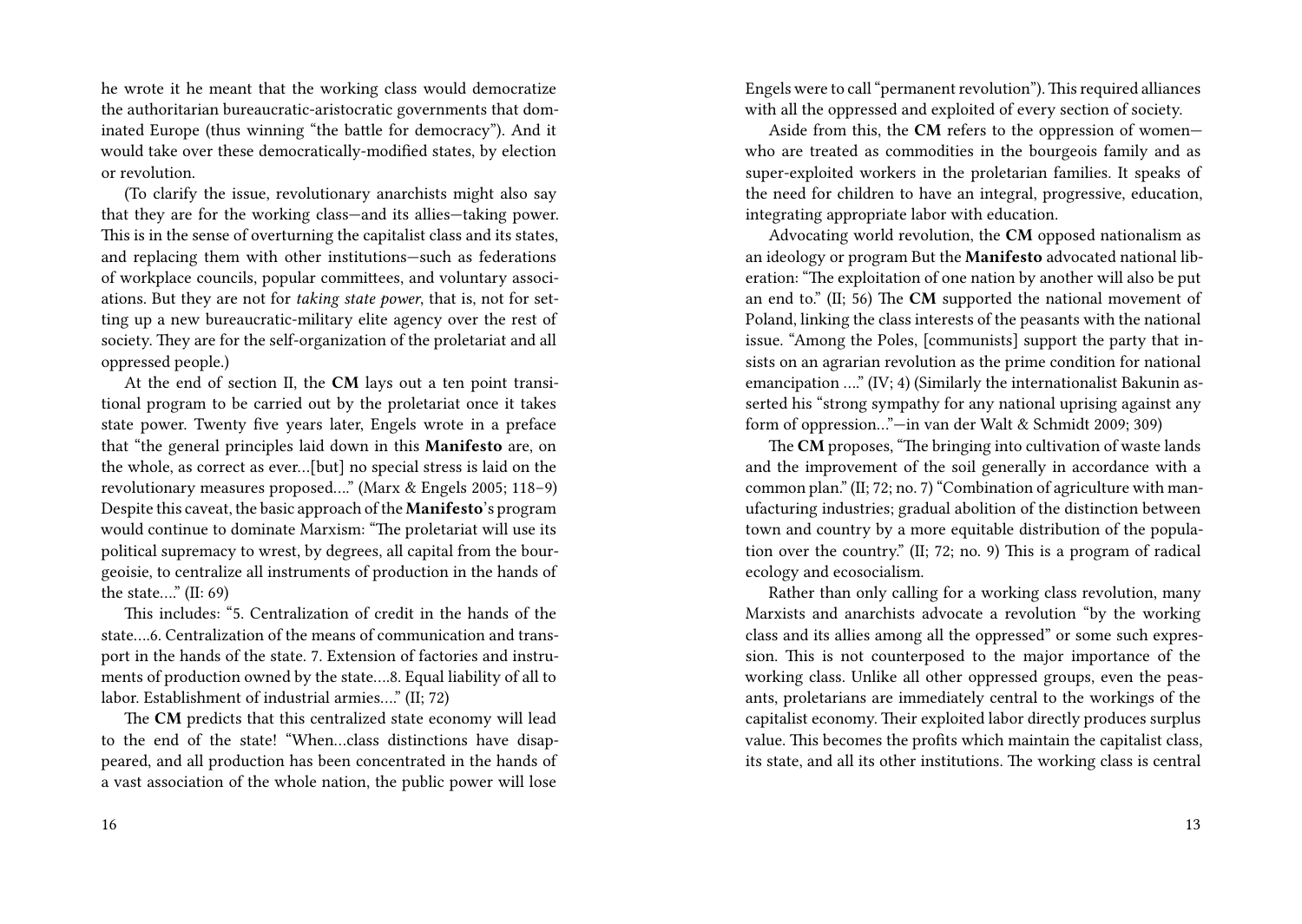he wrote it he meant that the working class would democratize the authoritarian bureaucratic-aristocratic governments that dominated Europe (thus winning "the battle for democracy"). And it would take over these democratically-modified states, by election or revolution.

(To clarify the issue, revolutionary anarchists might also say that they are for the working class—and its allies—taking power. This is in the sense of overturning the capitalist class and its states, and replacing them with other institutions—such as federations of workplace councils, popular committees, and voluntary associations. But they are not for *taking state power*, that is, not for setting up a new bureaucratic-military elite agency over the rest of society. They are for the self-organization of the proletariat and all oppressed people.)

At the end of section II, the **CM** lays out a ten point transitional program to be carried out by the proletariat once it takes state power. Twenty five years later, Engels wrote in a preface that "the general principles laid down in this **Manifesto** are, on the whole, as correct as ever…[but] no special stress is laid on the revolutionary measures proposed…." (Marx & Engels 2005; 118–9) Despite this caveat, the basic approach of the **Manifesto**'s program would continue to dominate Marxism: "The proletariat will use its political supremacy to wrest, by degrees, all capital from the bourgeoisie, to centralize all instruments of production in the hands of the state…." (II: 69)

This includes: "5. Centralization of credit in the hands of the state….6. Centralization of the means of communication and transport in the hands of the state. 7. Extension of factories and instruments of production owned by the state….8. Equal liability of all to labor. Establishment of industrial armies…." (II; 72)

The **CM** predicts that this centralized state economy will lead to the end of the state! "When…class distinctions have disappeared, and all production has been concentrated in the hands of a vast association of the whole nation, the public power will lose

Engels were to call "permanent revolution"). This required alliances with all the oppressed and exploited of every section of society.

Aside from this, the **CM** refers to the oppression of women—who are treated as commodities in the bourgeois family and as super-exploited workers in the proletarian families. It speaks of the need for children to have an integral, progressive, education, integrating appropriate labor with education.

Advocating world revolution, the **CM** opposed nationalism as an ideology or program But the **Manifesto** advocated national liberation: "The exploitation of one nation by another will also be put an end to." (II; 56) The **CM** supported the national movement of Poland, linking the class interests of the peasants with the national issue. "Among the Poles, [communists] support the party that insists on an agrarian revolution as the prime condition for national emancipation …." (IV; 4) (Similarly the internationalist Bakunin asserted his "strong sympathy for any national uprising against any form of oppression…"—in van der Walt & Schmidt 2009; 309)

The **CM** proposes, "The bringing into cultivation of waste lands and the improvement of the soil generally in accordance with a common plan." (II; 72; no. 7) "Combination of agriculture with manufacturing industries; gradual abolition of the distinction between town and country by a more equitable distribution of the population over the country." (II; 72; no. 9) This is a program of radical ecology and ecosocialism.

Rather than only calling for a working class revolution, many Marxists and anarchists advocate a revolution "by the working class and its allies among all the oppressed" or some such expression. This is not counterposed to the major importance of the working class. Unlike all other oppressed groups, even the peasants, proletarians are immediately central to the workings of the capitalist economy. Their exploited labor directly produces surplus value. This becomes the profits which maintain the capitalist class, its state, and all its other institutions. The working class is central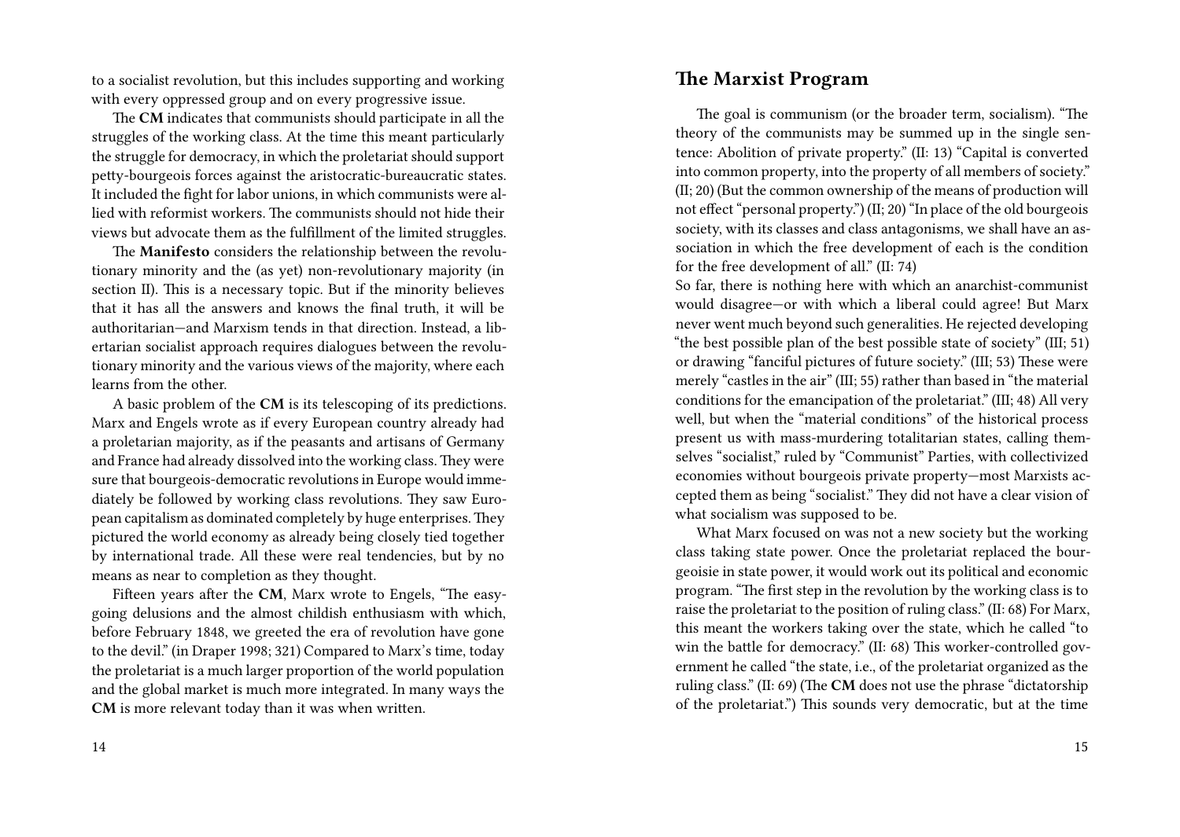to a socialist revolution, but this includes supporting and working with every oppressed group and on every progressive issue.

The **CM** indicates that communists should participate in all the struggles of the working class. At the time this meant particularly the struggle for democracy, in which the proletariat should support petty-bourgeois forces against the aristocratic-bureaucratic states. It included the fight for labor unions, in which communists were allied with reformist workers. The communists should not hide their views but advocate them as the fulfillment of the limited struggles.

The **Manifesto** considers the relationship between the revolutionary minority and the (as yet) non-revolutionary majority (in section II). This is a necessary topic. But if the minority believes that it has all the answers and knows the final truth, it will be authoritarian—and Marxism tends in that direction. Instead, a libertarian socialist approach requires dialogues between the revolutionary minority and the various views of the majority, where each learns from the other.

A basic problem of the **CM** is its telescoping of its predictions. Marx and Engels wrote as if every European country already had a proletarian majority, as if the peasants and artisans of Germany and France had already dissolved into the working class. They were sure that bourgeois-democratic revolutions in Europe would immediately be followed by working class revolutions. They saw European capitalism as dominated completely by huge enterprises. They pictured the world economy as already being closely tied together by international trade. All these were real tendencies, but by no means as near to completion as they thought.

Fifteen years after the **CM**, Marx wrote to Engels, "The easy-going delusions and the almost childish enthusiasm with which, before February 1848, we greeted the era of revolution have gone to the devil." (in Draper 1998; 321) Compared to Marx's time, today the proletariat is a much larger proportion of the world population and the global market is much more integrated. In many ways the **CM** is more relevant today than it was when written.

## The Marxist Program

The goal is communism (or the broader term, socialism). "The theory of the communists may be summed up in the single sentence: Abolition of private property." (II: 13) "Capital is converted into common property, into the property of all members of society." (II; 20) (But the common ownership of the means of production will not effect "personal property.") (II; 20) "In place of the old bourgeois society, with its classes and class antagonisms, we shall have an association in which the free development of each is the condition for the free development of all." (II: 74)

So far, there is nothing here with which an anarchist-communist would disagree—or with which a liberal could agree! But Marx never went much beyond such generalities. He rejected developing "the best possible plan of the best possible state of society" (III; 51) or drawing "fanciful pictures of future society." (III; 53) These were merely "castles in the air" (III; 55) rather than based in "the material conditions for the emancipation of the proletariat." (III; 48) All very well, but when the "material conditions" of the historical process present us with mass-murdering totalitarian states, calling themselves "socialist," ruled by "Communist" Parties, with collectivized economies without bourgeois private property—most Marxists accepted them as being "socialist." They did not have a clear vision of what socialism was supposed to be.

What Marx focused on was not a new society but the working class taking state power. Once the proletariat replaced the bourgeoisie in state power, it would work out its political and economic program. "The first step in the revolution by the working class is to raise the proletariat to the position of ruling class." (II: 68) For Marx, this meant the workers taking over the state, which he called "to win the battle for democracy." (II: 68) This worker-controlled government he called "the state, i.e., of the proletariat organized as the ruling class." (II: 69) (The **CM** does not use the phrase "dictatorship of the proletariat.") This sounds very democratic, but at the time